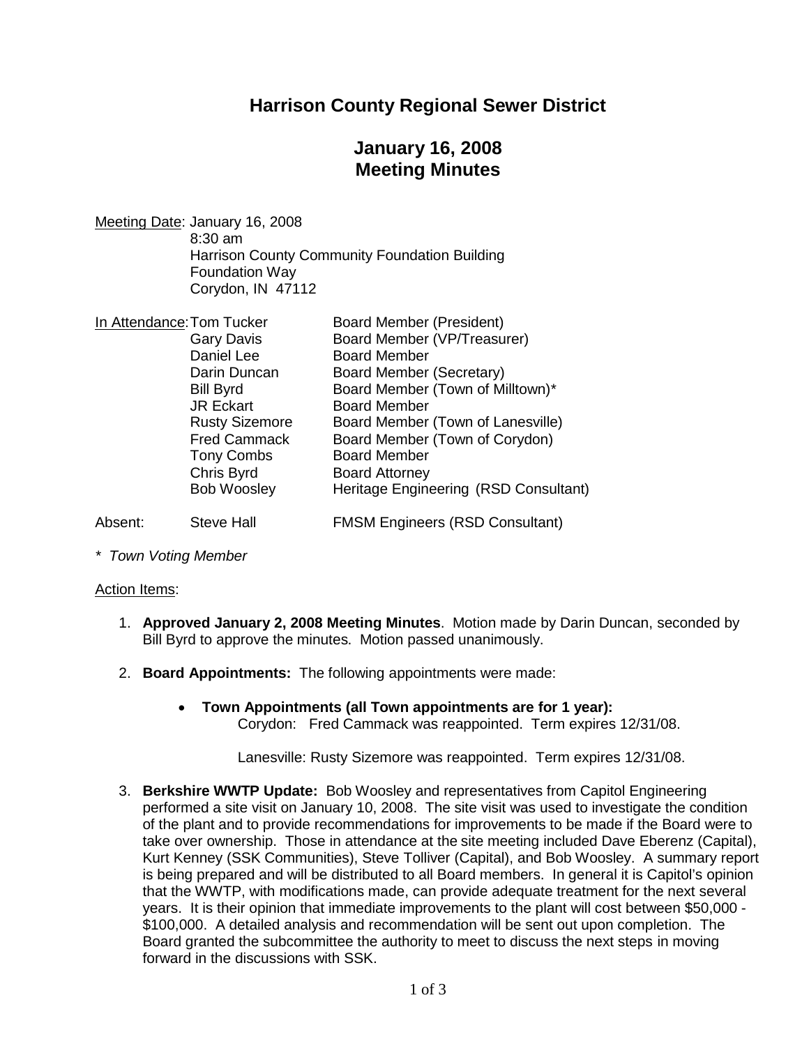# Harrison County Regional Sewer District

## January 16, 2008
## Meeting Minutes

Meeting Date: January 16, 2008
8:30 am
Harrison County Community Foundation Building
Foundation Way
Corydon, IN 47112

In Attendance:

| | |
|---|---|
| Tom Tucker | Board Member (President) |
| Gary Davis | Board Member (VP/Treasurer) |
| Daniel Lee | Board Member |
| Darin Duncan | Board Member (Secretary) |
| Bill Byrd | Board Member (Town of Milltown)* |
| JR Eckart | Board Member |
| Rusty Sizemore | Board Member (Town of Lanesville) |
| Fred Cammack | Board Member (Town of Corydon) |
| Tony Combs | Board Member |
| Chris Byrd | Board Attorney |
| Bob Woosley | Heritage Engineering (RSD Consultant) |

Absent: Steve Hall — FMSM Engineers (RSD Consultant)

*\* Town Voting Member*

Action Items:

1. **Approved January 2, 2008 Meeting Minutes**. Motion made by Darin Duncan, seconded by Bill Byrd to approve the minutes. Motion passed unanimously.

2. **Board Appointments:** The following appointments were made:

   - **Town Appointments (all Town appointments are for 1 year):**
     Corydon: Fred Cammack was reappointed. Term expires 12/31/08.

     Lanesville: Rusty Sizemore was reappointed. Term expires 12/31/08.

3. **Berkshire WWTP Update:** Bob Woosley and representatives from Capitol Engineering performed a site visit on January 10, 2008. The site visit was used to investigate the condition of the plant and to provide recommendations for improvements to be made if the Board were to take over ownership. Those in attendance at the site meeting included Dave Eberenz (Capital), Kurt Kenney (SSK Communities), Steve Tolliver (Capital), and Bob Woosley. A summary report is being prepared and will be distributed to all Board members. In general it is Capitol's opinion that the WWTP, with modifications made, can provide adequate treatment for the next several years. It is their opinion that immediate improvements to the plant will cost between $50,000 - $100,000. A detailed analysis and recommendation will be sent out upon completion. The Board granted the subcommittee the authority to meet to discuss the next steps in moving forward in the discussions with SSK.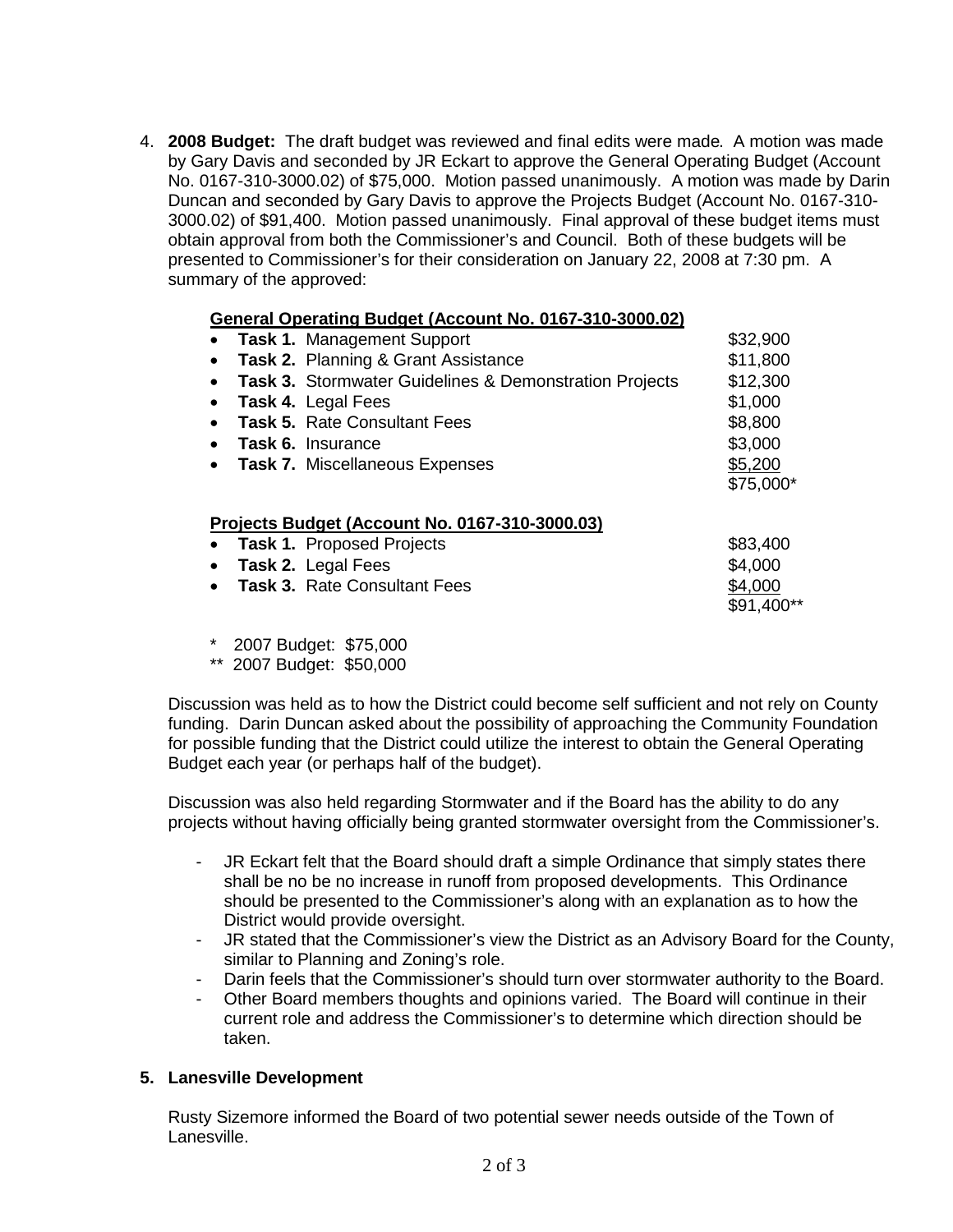4. **2008 Budget:** The draft budget was reviewed and final edits were made. A motion was made by Gary Davis and seconded by JR Eckart to approve the General Operating Budget (Account No. 0167-310-3000.02) of $75,000. Motion passed unanimously. A motion was made by Darin Duncan and seconded by Gary Davis to approve the Projects Budget (Account No. 0167-310-3000.02) of $91,400. Motion passed unanimously. Final approval of these budget items must obtain approval from both the Commissioner's and Council. Both of these budgets will be presented to Commissioner's for their consideration on January 22, 2008 at 7:30 pm. A summary of the approved:

   **General Operating Budget (Account No. 0167-310-3000.02)**

   | | |
   |---|---|
   | • **Task 1.** Management Support | $32,900 |
   | • **Task 2.** Planning & Grant Assistance | $11,800 |
   | • **Task 3.** Stormwater Guidelines & Demonstration Projects | $12,300 |
   | • **Task 4.** Legal Fees | $1,000 |
   | • **Task 5.** Rate Consultant Fees | $8,800 |
   | • **Task 6.** Insurance | $3,000 |
   | • **Task 7.** Miscellaneous Expenses | $5,200 |
   | | $75,000* |

   **Projects Budget (Account No. 0167-310-3000.03)**

   | | |
   |---|---|
   | • **Task 1.** Proposed Projects | $83,400 |
   | • **Task 2.** Legal Fees | $4,000 |
   | • **Task 3.** Rate Consultant Fees | $4,000 |
   | | $91,400** |

   \* 2007 Budget: $75,000
   ** 2007 Budget: $50,000

   Discussion was held as to how the District could become self sufficient and not rely on County funding. Darin Duncan asked about the possibility of approaching the Community Foundation for possible funding that the District could utilize the interest to obtain the General Operating Budget each year (or perhaps half of the budget).

   Discussion was also held regarding Stormwater and if the Board has the ability to do any projects without having officially being granted stormwater oversight from the Commissioner's.

   - JR Eckart felt that the Board should draft a simple Ordinance that simply states there shall be no be no increase in runoff from proposed developments. This Ordinance should be presented to the Commissioner's along with an explanation as to how the District would provide oversight.
   - JR stated that the Commissioner's view the District as an Advisory Board for the County, similar to Planning and Zoning's role.
   - Darin feels that the Commissioner's should turn over stormwater authority to the Board.
   - Other Board members thoughts and opinions varied. The Board will continue in their current role and address the Commissioner's to determine which direction should be taken.

5. **Lanesville Development**

   Rusty Sizemore informed the Board of two potential sewer needs outside of the Town of Lanesville.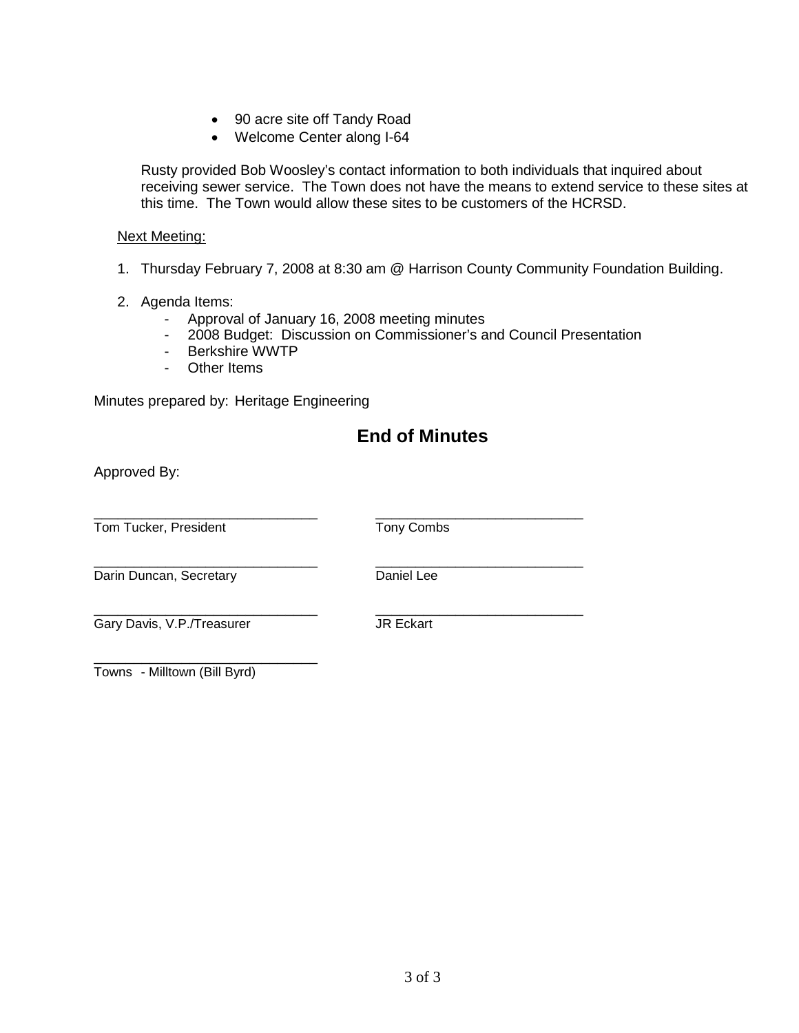- 90 acre site off Tandy Road
- Welcome Center along I-64

Rusty provided Bob Woosley's contact information to both individuals that inquired about receiving sewer service. The Town does not have the means to extend service to these sites at this time. The Town would allow these sites to be customers of the HCRSD.

Next Meeting:

1. Thursday February 7, 2008 at 8:30 am @ Harrison County Community Foundation Building.

2. Agenda Items:
   - Approval of January 16, 2008 meeting minutes
   - 2008 Budget: Discussion on Commissioner's and Council Presentation
   - Berkshire WWTP
   - Other Items

Minutes prepared by: Heritage Engineering

## End of Minutes

Approved By:

| | |
|---|---|
| ___________________________ | ___________________________ |
| Tom Tucker, President | Tony Combs |
| ___________________________ | ___________________________ |
| Darin Duncan, Secretary | Daniel Lee |
| ___________________________ | ___________________________ |
| Gary Davis, V.P./Treasurer | JR Eckart |
| ___________________________ | |
| Towns - Milltown (Bill Byrd) | |